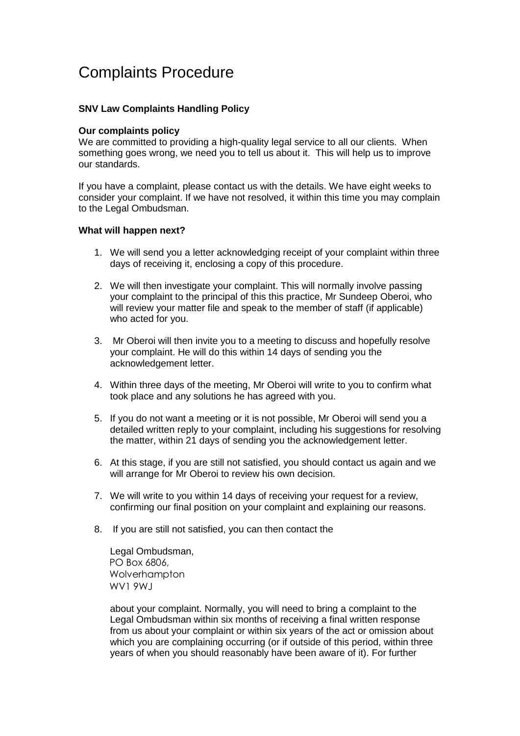# Complaints Procedure

**SNV Law Complaints Handling Policy**

**Our complaints policy**

We are committed to providing a high-quality legal service to all our clients. When something goes wrong, we need you to tell us about it. This will help us to improve our standards.

If you have a complaint, please contact us with the details. We have eight weeks to consider your complaint. If we have not resolved, it within this time you may complain to the Legal Ombudsman.

**What will happen next?**

1. We will send you a letter acknowledging receipt of your complaint within three days of receiving it, enclosing a copy of this procedure.

2. We will then investigate your complaint. This will normally involve passing your complaint to the principal of this this practice, Mr Sundeep Oberoi, who will review your matter file and speak to the member of staff (if applicable) who acted for you.

3. Mr Oberoi will then invite you to a meeting to discuss and hopefully resolve your complaint. He will do this within 14 days of sending you the acknowledgement letter.

4. Within three days of the meeting, Mr Oberoi will write to you to confirm what took place and any solutions he has agreed with you.

5. If you do not want a meeting or it is not possible, Mr Oberoi will send you a detailed written reply to your complaint, including his suggestions for resolving the matter, within 21 days of sending you the acknowledgement letter.

6. At this stage, if you are still not satisfied, you should contact us again and we will arrange for Mr Oberoi to review his own decision.

7. We will write to you within 14 days of receiving your request for a review, confirming our final position on your complaint and explaining our reasons.

8. If you are still not satisfied, you can then contact the

   Legal Ombudsman,
   PO Box 6806,
   Wolverhampton
   WV1 9WJ

   about your complaint. Normally, you will need to bring a complaint to the Legal Ombudsman within six months of receiving a final written response from us about your complaint or within six years of the act or omission about which you are complaining occurring (or if outside of this period, within three years of when you should reasonably have been aware of it). For further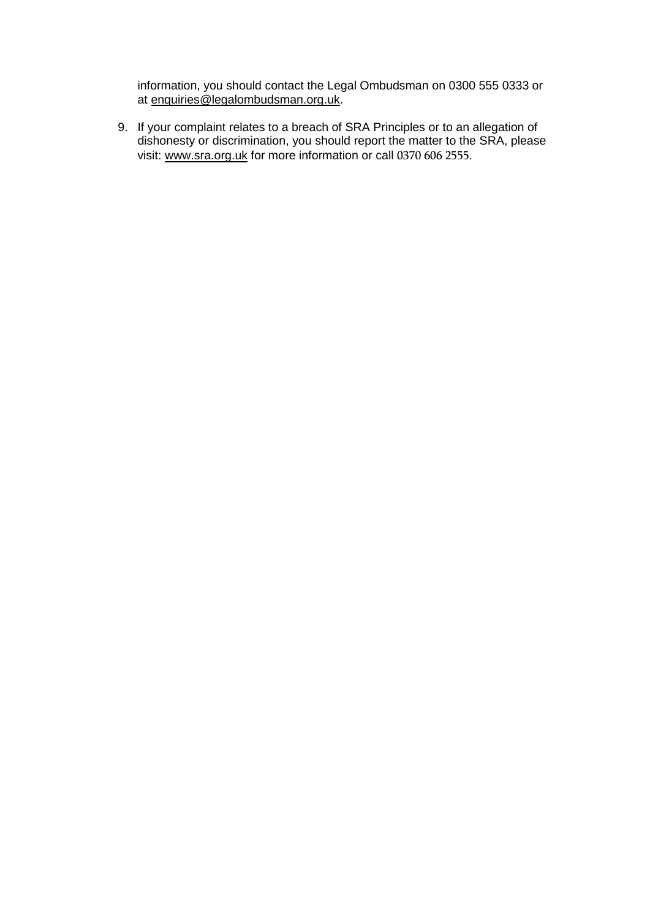information, you should contact the Legal Ombudsman on 0300 555 0333 or at enquiries@legalombudsman.org.uk.

9. If your complaint relates to a breach of SRA Principles or to an allegation of dishonesty or discrimination, you should report the matter to the SRA, please visit: www.sra.org.uk for more information or call 0370 606 2555.